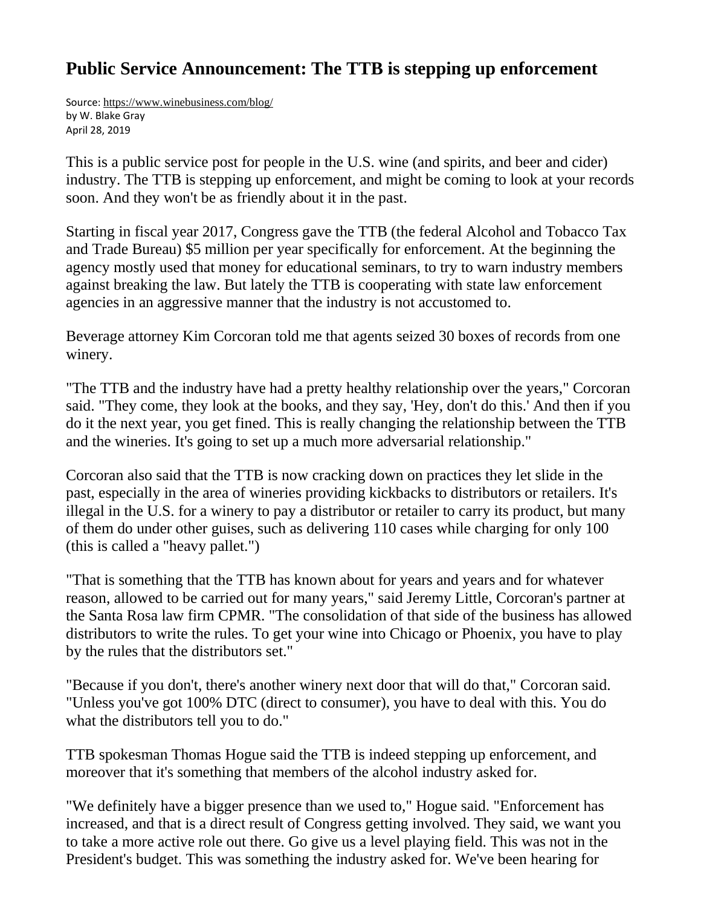# Public Service Announcement: The TTB is stepping up enforcement

Source: https://www.winebusiness.com/blog/
by W. Blake Gray
April 28, 2019

This is a public service post for people in the U.S. wine (and spirits, and beer and cider) industry. The TTB is stepping up enforcement, and might be coming to look at your records soon. And they won't be as friendly about it in the past.

Starting in fiscal year 2017, Congress gave the TTB (the federal Alcohol and Tobacco Tax and Trade Bureau) $5 million per year specifically for enforcement. At the beginning the agency mostly used that money for educational seminars, to try to warn industry members against breaking the law. But lately the TTB is cooperating with state law enforcement agencies in an aggressive manner that the industry is not accustomed to.

Beverage attorney Kim Corcoran told me that agents seized 30 boxes of records from one winery.

"The TTB and the industry have had a pretty healthy relationship over the years," Corcoran said. "They come, they look at the books, and they say, 'Hey, don't do this.' And then if you do it the next year, you get fined. This is really changing the relationship between the TTB and the wineries. It's going to set up a much more adversarial relationship."

Corcoran also said that the TTB is now cracking down on practices they let slide in the past, especially in the area of wineries providing kickbacks to distributors or retailers. It's illegal in the U.S. for a winery to pay a distributor or retailer to carry its product, but many of them do under other guises, such as delivering 110 cases while charging for only 100 (this is called a "heavy pallet.")

"That is something that the TTB has known about for years and years and for whatever reason, allowed to be carried out for many years," said Jeremy Little, Corcoran's partner at the Santa Rosa law firm CPMR. "The consolidation of that side of the business has allowed distributors to write the rules. To get your wine into Chicago or Phoenix, you have to play by the rules that the distributors set."

"Because if you don't, there's another winery next door that will do that," Corcoran said. "Unless you've got 100% DTC (direct to consumer), you have to deal with this. You do what the distributors tell you to do."

TTB spokesman Thomas Hogue said the TTB is indeed stepping up enforcement, and moreover that it's something that members of the alcohol industry asked for.

"We definitely have a bigger presence than we used to," Hogue said. "Enforcement has increased, and that is a direct result of Congress getting involved. They said, we want you to take a more active role out there. Go give us a level playing field. This was not in the President's budget. This was something the industry asked for. We've been hearing for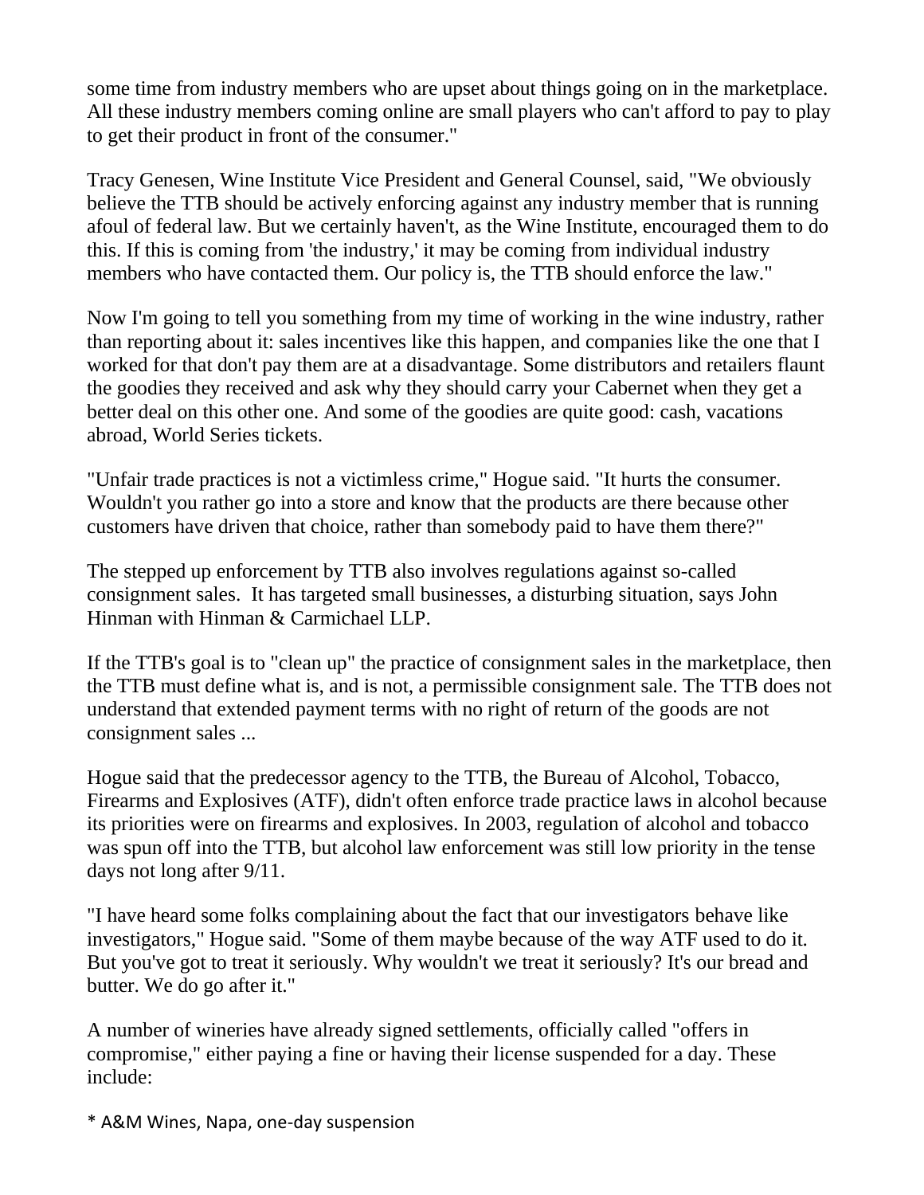some time from industry members who are upset about things going on in the marketplace. All these industry members coming online are small players who can't afford to pay to play to get their product in front of the consumer."

Tracy Genesen, Wine Institute Vice President and General Counsel, said, "We obviously believe the TTB should be actively enforcing against any industry member that is running afoul of federal law. But we certainly haven't, as the Wine Institute, encouraged them to do this. If this is coming from 'the industry,' it may be coming from individual industry members who have contacted them. Our policy is, the TTB should enforce the law."

Now I'm going to tell you something from my time of working in the wine industry, rather than reporting about it: sales incentives like this happen, and companies like the one that I worked for that don't pay them are at a disadvantage. Some distributors and retailers flaunt the goodies they received and ask why they should carry your Cabernet when they get a better deal on this other one. And some of the goodies are quite good: cash, vacations abroad, World Series tickets.

"Unfair trade practices is not a victimless crime," Hogue said. "It hurts the consumer. Wouldn't you rather go into a store and know that the products are there because other customers have driven that choice, rather than somebody paid to have them there?"

The stepped up enforcement by TTB also involves regulations against so-called consignment sales. It has targeted small businesses, a disturbing situation, says John Hinman with Hinman & Carmichael LLP.

If the TTB's goal is to "clean up" the practice of consignment sales in the marketplace, then the TTB must define what is, and is not, a permissible consignment sale. The TTB does not understand that extended payment terms with no right of return of the goods are not consignment sales ...

Hogue said that the predecessor agency to the TTB, the Bureau of Alcohol, Tobacco, Firearms and Explosives (ATF), didn't often enforce trade practice laws in alcohol because its priorities were on firearms and explosives. In 2003, regulation of alcohol and tobacco was spun off into the TTB, but alcohol law enforcement was still low priority in the tense days not long after 9/11.

"I have heard some folks complaining about the fact that our investigators behave like investigators," Hogue said. "Some of them maybe because of the way ATF used to do it. But you've got to treat it seriously. Why wouldn't we treat it seriously? It's our bread and butter. We do go after it."

A number of wineries have already signed settlements, officially called "offers in compromise," either paying a fine or having their license suspended for a day. These include:

* A&M Wines, Napa, one-day suspension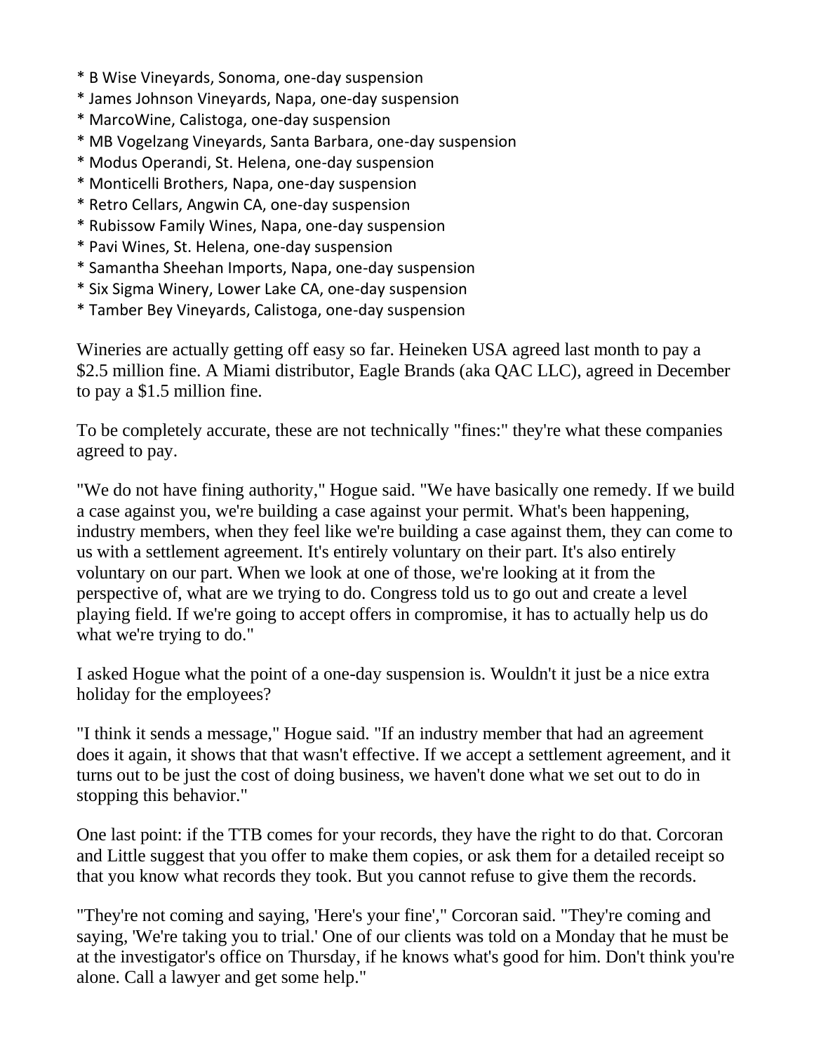* B Wise Vineyards, Sonoma, one-day suspension
* James Johnson Vineyards, Napa, one-day suspension
* MarcoWine, Calistoga, one-day suspension
* MB Vogelzang Vineyards, Santa Barbara, one-day suspension
* Modus Operandi, St. Helena, one-day suspension
* Monticelli Brothers, Napa, one-day suspension
* Retro Cellars, Angwin CA, one-day suspension
* Rubissow Family Wines, Napa, one-day suspension
* Pavi Wines, St. Helena, one-day suspension
* Samantha Sheehan Imports, Napa, one-day suspension
* Six Sigma Winery, Lower Lake CA, one-day suspension
* Tamber Bey Vineyards, Calistoga, one-day suspension

Wineries are actually getting off easy so far. Heineken USA agreed last month to pay a $2.5 million fine. A Miami distributor, Eagle Brands (aka QAC LLC), agreed in December to pay a $1.5 million fine.

To be completely accurate, these are not technically "fines:" they're what these companies agreed to pay.

"We do not have fining authority," Hogue said. "We have basically one remedy. If we build a case against you, we're building a case against your permit. What's been happening, industry members, when they feel like we're building a case against them, they can come to us with a settlement agreement. It's entirely voluntary on their part. It's also entirely voluntary on our part. When we look at one of those, we're looking at it from the perspective of, what are we trying to do. Congress told us to go out and create a level playing field. If we're going to accept offers in compromise, it has to actually help us do what we're trying to do."

I asked Hogue what the point of a one-day suspension is. Wouldn't it just be a nice extra holiday for the employees?

"I think it sends a message," Hogue said. "If an industry member that had an agreement does it again, it shows that that wasn't effective. If we accept a settlement agreement, and it turns out to be just the cost of doing business, we haven't done what we set out to do in stopping this behavior."

One last point: if the TTB comes for your records, they have the right to do that. Corcoran and Little suggest that you offer to make them copies, or ask them for a detailed receipt so that you know what records they took. But you cannot refuse to give them the records.

"They're not coming and saying, 'Here's your fine'," Corcoran said. "They're coming and saying, 'We're taking you to trial.' One of our clients was told on a Monday that he must be at the investigator's office on Thursday, if he knows what's good for him. Don't think you're alone. Call a lawyer and get some help."